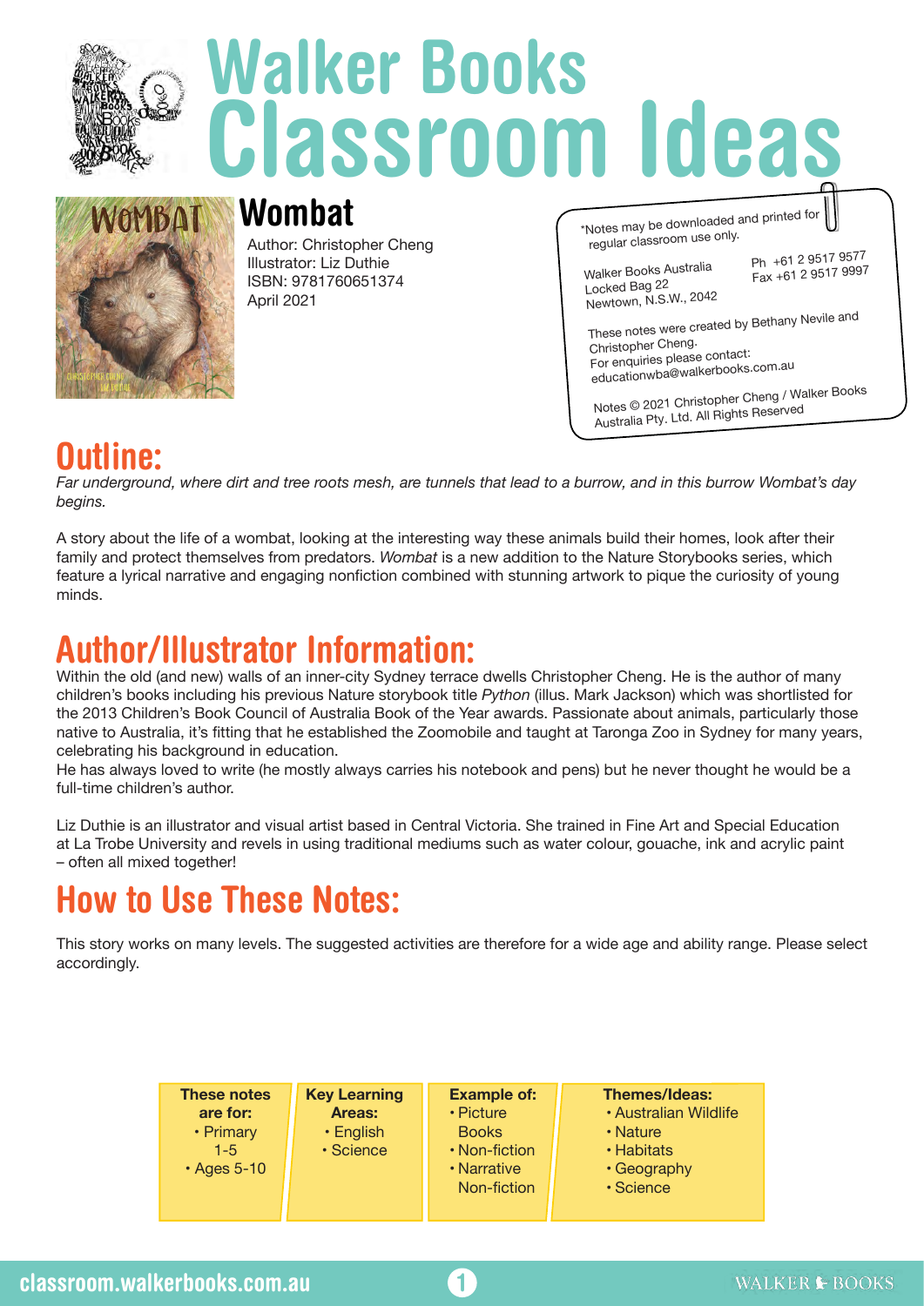# Walker Books Classroom Ideas

## Wombat

Author: Christopher Cheng
Illustrator: Liz Duthie
ISBN: 9781760651374
April 2021

*Notes may be downloaded and printed for regular classroom use only.

Walker Books Australia
Locked Bag 22
Newtown, N.S.W., 2042

Ph +61 2 9517 9577
Fax +61 2 9517 9997

These notes were created by Bethany Nevile and Christopher Cheng.
For enquiries please contact:
educationwba@walkerbooks.com.au

Notes © 2021 Christopher Cheng / Walker Books Australia Pty. Ltd. All Rights Reserved

## Outline:

*Far underground, where dirt and tree roots mesh, are tunnels that lead to a burrow, and in this burrow Wombat's day begins.*

A story about the life of a wombat, looking at the interesting way these animals build their homes, look after their family and protect themselves from predators. *Wombat* is a new addition to the Nature Storybooks series, which feature a lyrical narrative and engaging nonfiction combined with stunning artwork to pique the curiosity of young minds.

## Author/Illustrator Information:

Within the old (and new) walls of an inner-city Sydney terrace dwells Christopher Cheng. He is the author of many children's books including his previous Nature storybook title *Python* (illus. Mark Jackson) which was shortlisted for the 2013 Children's Book Council of Australia Book of the Year awards. Passionate about animals, particularly those native to Australia, it's fitting that he established the Zoomobile and taught at Taronga Zoo in Sydney for many years, celebrating his background in education.
He has always loved to write (he mostly always carries his notebook and pens) but he never thought he would be a full-time children's author.

Liz Duthie is an illustrator and visual artist based in Central Victoria. She trained in Fine Art and Special Education at La Trobe University and revels in using traditional mediums such as water colour, gouache, ink and acrylic paint – often all mixed together!

## How to Use These Notes:

This story works on many levels. The suggested activities are therefore for a wide age and ability range. Please select accordingly.

| These notes are for: | Key Learning Areas: | Example of: | Themes/Ideas: |
|---|---|---|---|
| • Primary 1-5<br>• Ages 5-10 | • English<br>• Science | • Picture Books<br>• Non-fiction<br>• Narrative Non-fiction | • Australian Wildlife<br>• Nature<br>• Habitats<br>• Geography<br>• Science |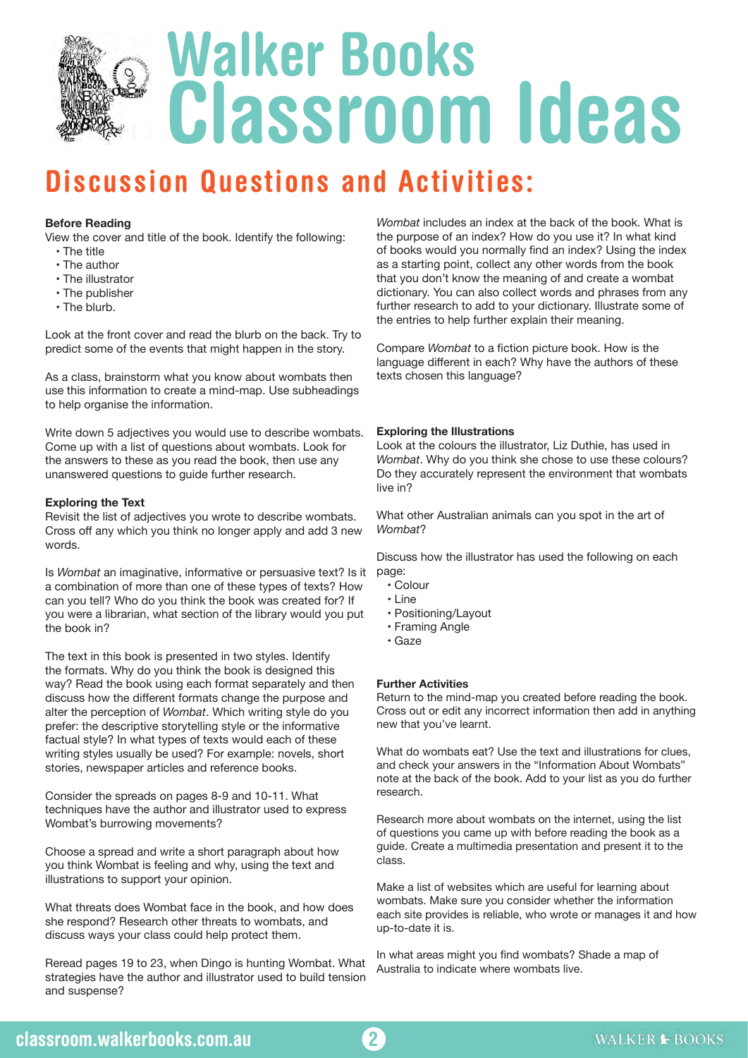# Walker Books Classroom Ideas

## Discussion Questions and Activities:

**Before Reading**

View the cover and title of the book. Identify the following:

- The title
- The author
- The illustrator
- The publisher
- The blurb.

Look at the front cover and read the blurb on the back. Try to predict some of the events that might happen in the story.

As a class, brainstorm what you know about wombats then use this information to create a mind-map. Use subheadings to help organise the information.

Write down 5 adjectives you would use to describe wombats. Come up with a list of questions about wombats. Look for the answers to these as you read the book, then use any unanswered questions to guide further research.

**Exploring the Text**

Revisit the list of adjectives you wrote to describe wombats. Cross off any which you think no longer apply and add 3 new words.

Is *Wombat* an imaginative, informative or persuasive text? Is it a combination of more than one of these types of texts? How can you tell? Who do you think the book was created for? If you were a librarian, what section of the library would you put the book in?

The text in this book is presented in two styles. Identify the formats. Why do you think the book is designed this way? Read the book using each format separately and then discuss how the different formats change the purpose and alter the perception of *Wombat*. Which writing style do you prefer: the descriptive storytelling style or the informative factual style? In what types of texts would each of these writing styles usually be used? For example: novels, short stories, newspaper articles and reference books.

Consider the spreads on pages 8-9 and 10-11. What techniques have the author and illustrator used to express Wombat's burrowing movements?

Choose a spread and write a short paragraph about how you think Wombat is feeling and why, using the text and illustrations to support your opinion.

What threats does Wombat face in the book, and how does she respond? Research other threats to wombats, and discuss ways your class could help protect them.

Reread pages 19 to 23, when Dingo is hunting Wombat. What strategies have the author and illustrator used to build tension and suspense?

*Wombat* includes an index at the back of the book. What is the purpose of an index? How do you use it? In what kind of books would you normally find an index? Using the index as a starting point, collect any other words from the book that you don't know the meaning of and create a wombat dictionary. You can also collect words and phrases from any further research to add to your dictionary. Illustrate some of the entries to help further explain their meaning.

Compare *Wombat* to a fiction picture book. How is the language different in each? Why have the authors of these texts chosen this language?

**Exploring the Illustrations**

Look at the colours the illustrator, Liz Duthie, has used in *Wombat*. Why do you think she chose to use these colours? Do they accurately represent the environment that wombats live in?

What other Australian animals can you spot in the art of *Wombat*?

Discuss how the illustrator has used the following on each page:

- Colour
- Line
- Positioning/Layout
- Framing Angle
- Gaze

**Further Activities**

Return to the mind-map you created before reading the book. Cross out or edit any incorrect information then add in anything new that you've learnt.

What do wombats eat? Use the text and illustrations for clues, and check your answers in the "Information About Wombats" note at the back of the book. Add to your list as you do further research.

Research more about wombats on the internet, using the list of questions you came up with before reading the book as a guide. Create a multimedia presentation and present it to the class.

Make a list of websites which are useful for learning about wombats. Make sure you consider whether the information each site provides is reliable, who wrote or manages it and how up-to-date it is.

In what areas might you find wombats? Shade a map of Australia to indicate where wombats live.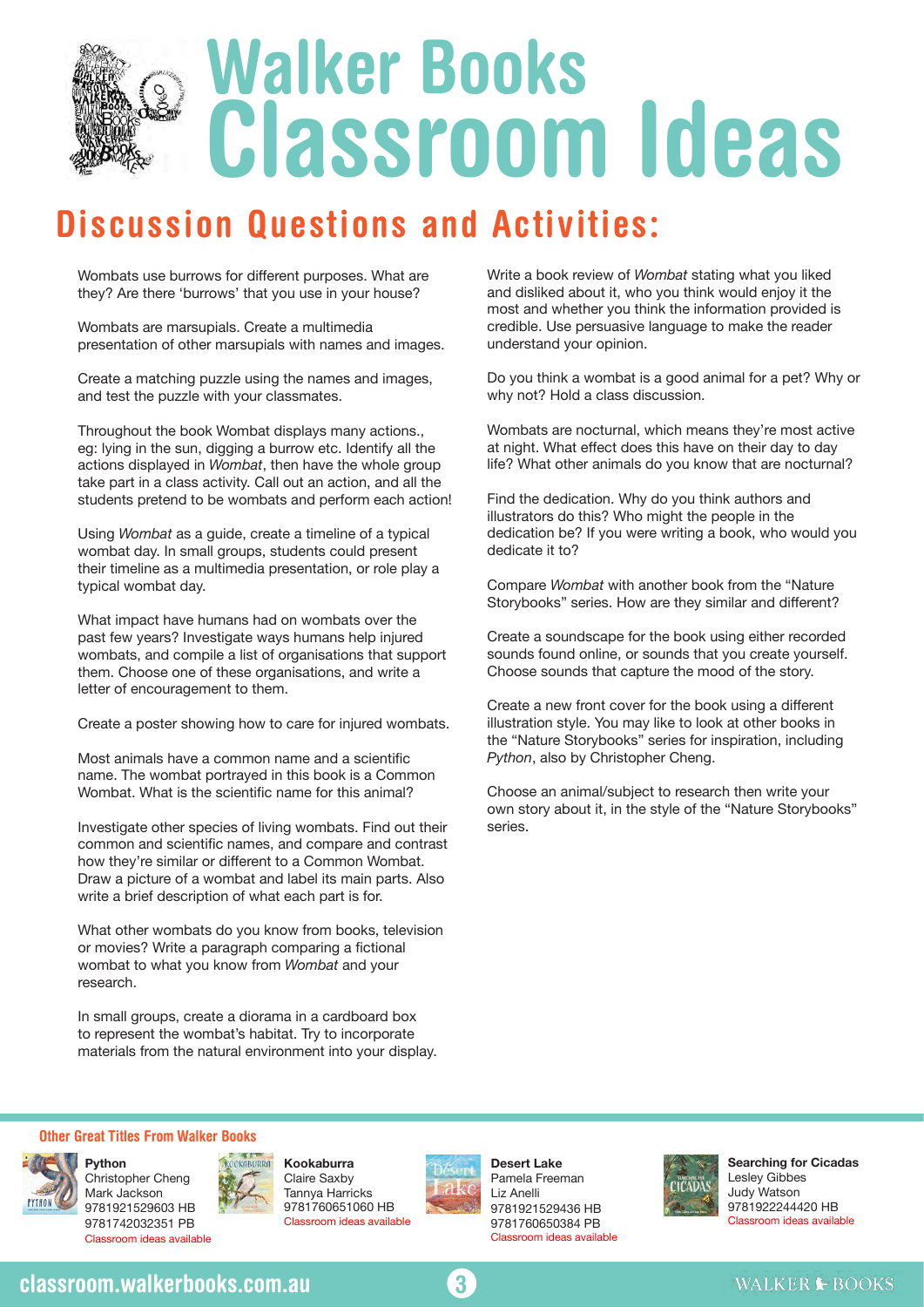# Walker Books Classroom Ideas

## Discussion Questions and Activities:

Wombats use burrows for different purposes. What are they? Are there 'burrows' that you use in your house?

Wombats are marsupials. Create a multimedia presentation of other marsupials with names and images.

Create a matching puzzle using the names and images, and test the puzzle with your classmates.

Throughout the book Wombat displays many actions., eg: lying in the sun, digging a burrow etc. Identify all the actions displayed in *Wombat*, then have the whole group take part in a class activity. Call out an action, and all the students pretend to be wombats and perform each action!

Using *Wombat* as a guide, create a timeline of a typical wombat day. In small groups, students could present their timeline as a multimedia presentation, or role play a typical wombat day.

What impact have humans had on wombats over the past few years? Investigate ways humans help injured wombats, and compile a list of organisations that support them. Choose one of these organisations, and write a letter of encouragement to them.

Create a poster showing how to care for injured wombats.

Most animals have a common name and a scientific name. The wombat portrayed in this book is a Common Wombat. What is the scientific name for this animal?

Investigate other species of living wombats. Find out their common and scientific names, and compare and contrast how they're similar or different to a Common Wombat. Draw a picture of a wombat and label its main parts. Also write a brief description of what each part is for.

What other wombats do you know from books, television or movies? Write a paragraph comparing a fictional wombat to what you know from *Wombat* and your research.

In small groups, create a diorama in a cardboard box to represent the wombat's habitat. Try to incorporate materials from the natural environment into your display.

Write a book review of *Wombat* stating what you liked and disliked about it, who you think would enjoy it the most and whether you think the information provided is credible. Use persuasive language to make the reader understand your opinion.

Do you think a wombat is a good animal for a pet? Why or why not? Hold a class discussion.

Wombats are nocturnal, which means they're most active at night. What effect does this have on their day to day life? What other animals do you know that are nocturnal?

Find the dedication. Why do you think authors and illustrators do this? Who might the people in the dedication be? If you were writing a book, who would you dedicate it to?

Compare *Wombat* with another book from the "Nature Storybooks" series. How are they similar and different?

Create a soundscape for the book using either recorded sounds found online, or sounds that you create yourself. Choose sounds that capture the mood of the story.

Create a new front cover for the book using a different illustration style. You may like to look at other books in the "Nature Storybooks" series for inspiration, including *Python*, also by Christopher Cheng.

Choose an animal/subject to research then write your own story about it, in the style of the "Nature Storybooks" series.

### Other Great Titles From Walker Books

**Python**
Christopher Cheng
Mark Jackson
9781921529603 HB
9781742032351 PB
Classroom ideas available

**Kookaburra**
Claire Saxby
Tannya Harricks
9781760651060 HB
Classroom ideas available

**Desert Lake**
Pamela Freeman
Liz Anelli
9781921529436 HB
9781760650384 PB
Classroom ideas available

**Searching for Cicadas**
Lesley Gibbes
Judy Watson
9781922244420 HB
Classroom ideas available

classroom.walkerbooks.com.au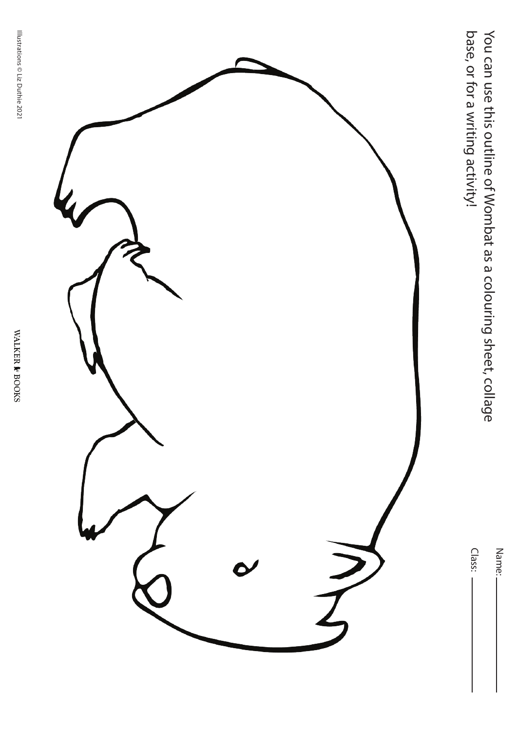You can use this outline of Wombat as a colouring sheet, collage base, or for a writing activity!

Name: ______________

Class: ______________

Illustrations © Liz Duthie 2021

WALKER BOOKS